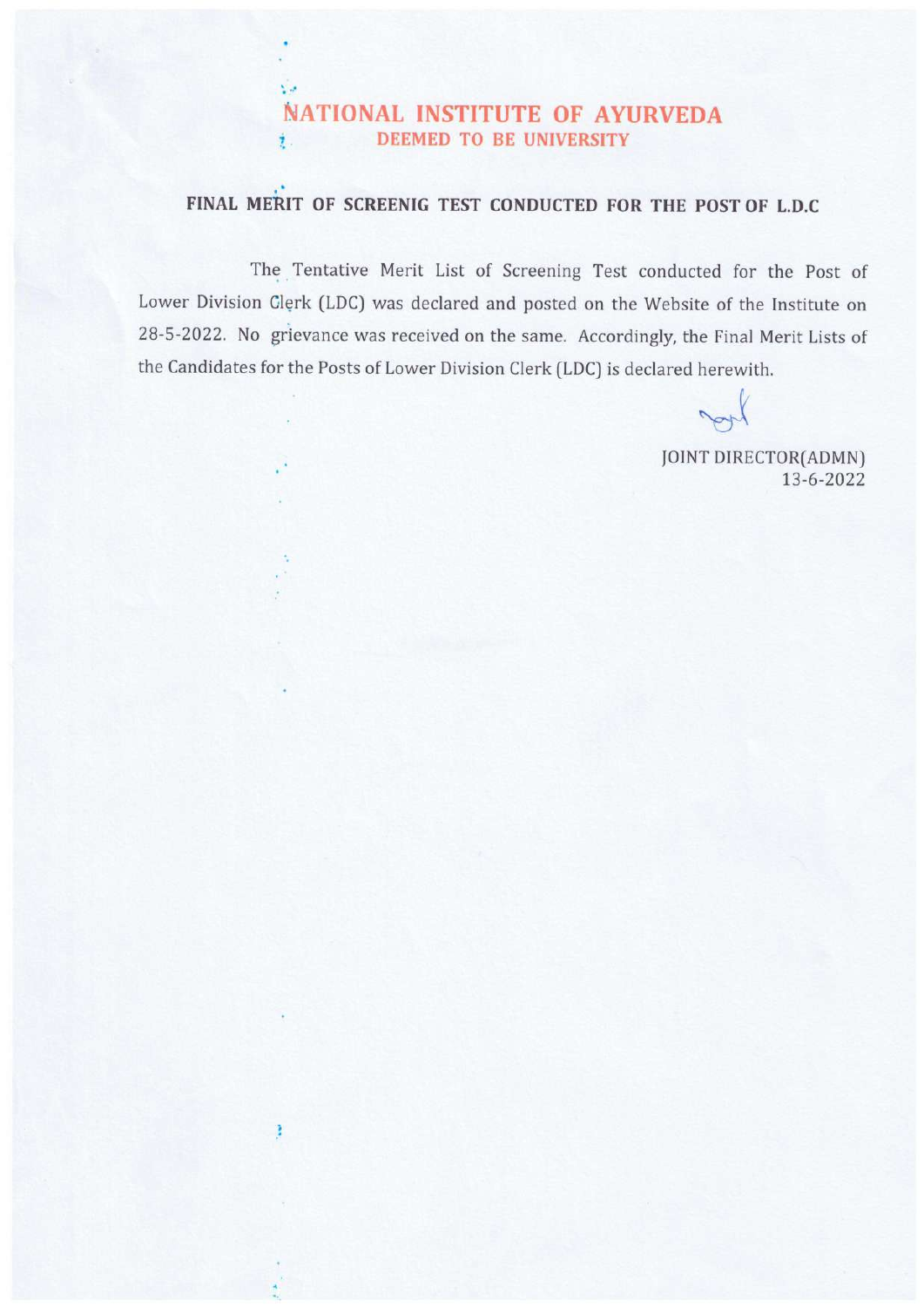# NATIONAL INSTITUTE OF AYURVEDA

## DEEMED TO BE UNIVERSITY

### FINAL MERIT OF SCREENIG TEST CONDUCTED FOR THE POST OF L.D.C

The Tentative Merit List of Screening Test conducted for the Post of Lower Division Clerk (LDC) was declared and posted on the Website of the Institute on 28-5-2022. No grievance was received on the same. Accordingly, the Final Merit Lists of the Candidates for the Posts of Lower Division Clerk (LDC) is declared herewith.

JOINT DIRECTOR(ADMN)
13-6-2022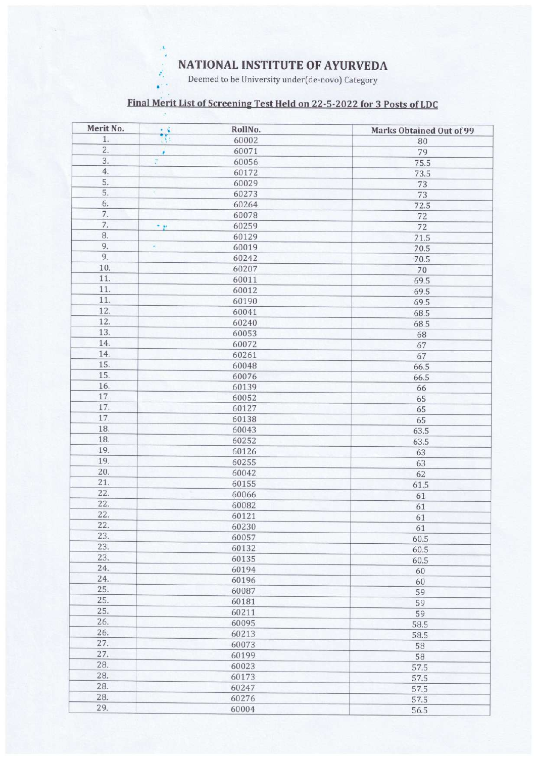# NATIONAL INSTITUTE OF AYURVEDA

Deemed to be University under(de-novo) Category

## Final Merit List of Screening Test Held on 22-5-2022 for 3 Posts of LDC

| Merit No. | RollNo. | Marks Obtained Out of 99 |
|---|---|---|
| 1. | 60002 | 80 |
| 2. | 60071 | 79 |
| 3. | 60056 | 75.5 |
| 4. | 60172 | 73.5 |
| 5. | 60029 | 73 |
| 5. | 60273 | 73 |
| 6. | 60264 | 72.5 |
| 7. | 60078 | 72 |
| 7. | 60259 | 72 |
| 8. | 60129 | 71.5 |
| 9. | 60019 | 70.5 |
| 9. | 60242 | 70.5 |
| 10. | 60207 | 70 |
| 11. | 60011 | 69.5 |
| 11. | 60012 | 69.5 |
| 11. | 60190 | 69.5 |
| 12. | 60041 | 68.5 |
| 12. | 60240 | 68.5 |
| 13. | 60053 | 68 |
| 14. | 60072 | 67 |
| 14. | 60261 | 67 |
| 15. | 60048 | 66.5 |
| 15. | 60076 | 66.5 |
| 16. | 60139 | 66 |
| 17. | 60052 | 65 |
| 17. | 60127 | 65 |
| 17. | 60138 | 65 |
| 18. | 60043 | 63.5 |
| 18. | 60252 | 63.5 |
| 19. | 60126 | 63 |
| 19. | 60255 | 63 |
| 20. | 60042 | 62 |
| 21. | 60155 | 61.5 |
| 22. | 60066 | 61 |
| 22. | 60082 | 61 |
| 22. | 60121 | 61 |
| 22. | 60230 | 61 |
| 23. | 60057 | 60.5 |
| 23. | 60132 | 60.5 |
| 23. | 60135 | 60.5 |
| 24. | 60194 | 60 |
| 24. | 60196 | 60 |
| 25. | 60087 | 59 |
| 25. | 60181 | 59 |
| 25. | 60211 | 59 |
| 26. | 60095 | 58.5 |
| 26. | 60213 | 58.5 |
| 27. | 60073 | 58 |
| 27. | 60199 | 58 |
| 28. | 60023 | 57.5 |
| 28. | 60173 | 57.5 |
| 28. | 60247 | 57.5 |
| 28. | 60276 | 57.5 |
| 29. | 60004 | 56.5 |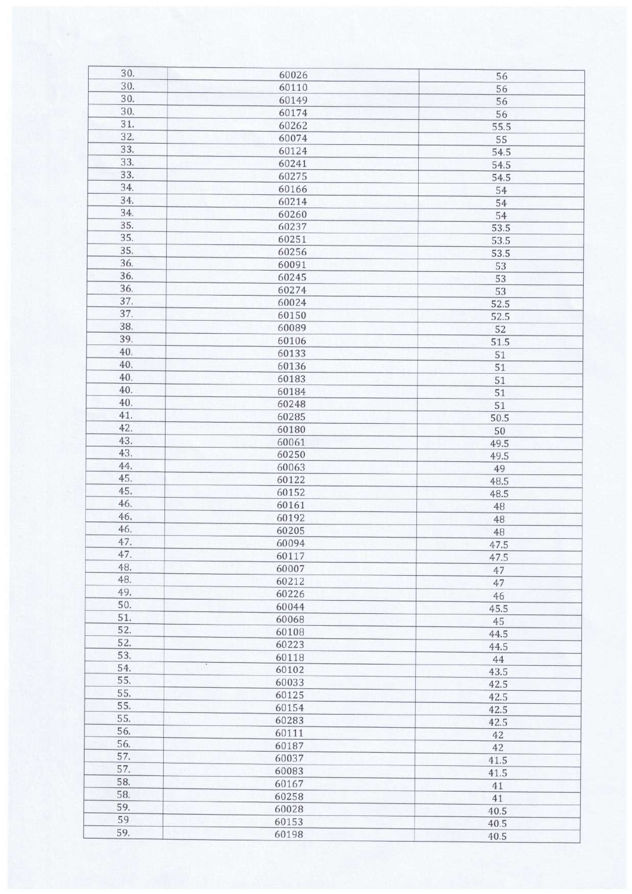| | | |
|---|---|---|
| 30. | 60026 | 56 |
| 30. | 60110 | 56 |
| 30. | 60149 | 56 |
| 30. | 60174 | 56 |
| 31. | 60262 | 55.5 |
| 32. | 60074 | 55 |
| 33. | 60124 | 54.5 |
| 33. | 60241 | 54.5 |
| 33. | 60275 | 54.5 |
| 34. | 60166 | 54 |
| 34. | 60214 | 54 |
| 34. | 60260 | 54 |
| 35. | 60237 | 53.5 |
| 35. | 60251 | 53.5 |
| 35. | 60256 | 53.5 |
| 36. | 60091 | 53 |
| 36. | 60245 | 53 |
| 36. | 60274 | 53 |
| 37. | 60024 | 52.5 |
| 37. | 60150 | 52.5 |
| 38. | 60089 | 52 |
| 39. | 60106 | 51.5 |
| 40. | 60133 | 51 |
| 40. | 60136 | 51 |
| 40. | 60183 | 51 |
| 40. | 60184 | 51 |
| 40. | 60248 | 51 |
| 41. | 60285 | 50.5 |
| 42. | 60180 | 50 |
| 43. | 60061 | 49.5 |
| 43. | 60250 | 49.5 |
| 44. | 60063 | 49 |
| 45. | 60122 | 48.5 |
| 45. | 60152 | 48.5 |
| 46. | 60161 | 48 |
| 46. | 60192 | 48 |
| 46. | 60205 | 48 |
| 47. | 60094 | 47.5 |
| 47. | 60117 | 47.5 |
| 48. | 60007 | 47 |
| 48. | 60212 | 47 |
| 49. | 60226 | 46 |
| 50. | 60044 | 45.5 |
| 51. | 60068 | 45 |
| 52. | 60108 | 44.5 |
| 52. | 60223 | 44.5 |
| 53. | 60118 | 44 |
| 54. | 60102 | 43.5 |
| 55. | 60033 | 42.5 |
| 55. | 60125 | 42.5 |
| 55. | 60154 | 42.5 |
| 55. | 60283 | 42.5 |
| 56. | 60111 | 42 |
| 56. | 60187 | 42 |
| 57. | 60037 | 41.5 |
| 57. | 60083 | 41.5 |
| 58. | 60167 | 41 |
| 58. | 60258 | 41 |
| 59. | 60028 | 40.5 |
| 59 | 60153 | 40.5 |
| 59. | 60198 | 40.5 |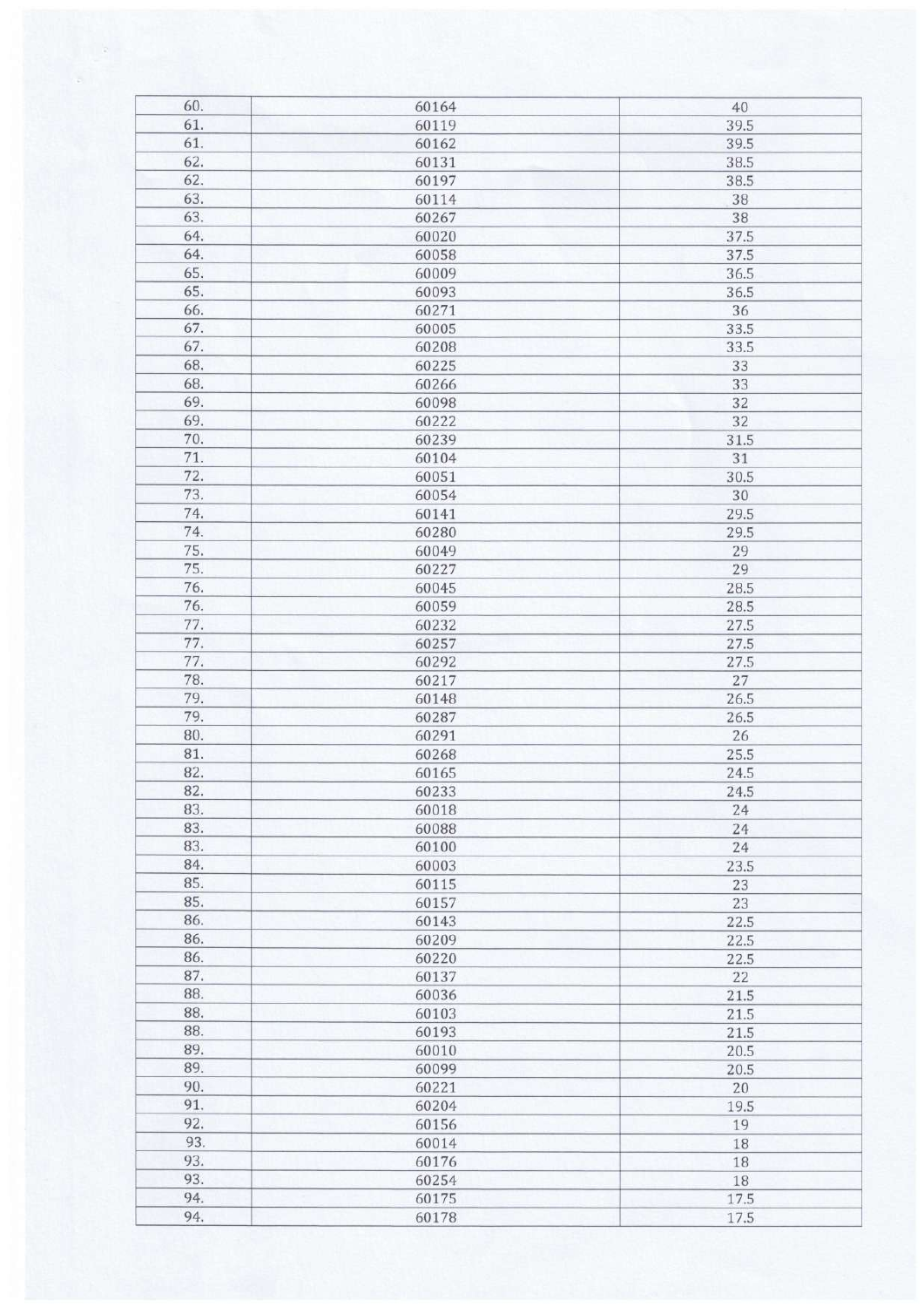| 60. | 60164 | 40 |
|---|---|---|
| 61. | 60119 | 39.5 |
| 61. | 60162 | 39.5 |
| 62. | 60131 | 38.5 |
| 62. | 60197 | 38.5 |
| 63. | 60114 | 38 |
| 63. | 60267 | 38 |
| 64. | 60020 | 37.5 |
| 64. | 60058 | 37.5 |
| 65. | 60009 | 36.5 |
| 65. | 60093 | 36.5 |
| 66. | 60271 | 36 |
| 67. | 60005 | 33.5 |
| 67. | 60208 | 33.5 |
| 68. | 60225 | 33 |
| 68. | 60266 | 33 |
| 69. | 60098 | 32 |
| 69. | 60222 | 32 |
| 70. | 60239 | 31.5 |
| 71. | 60104 | 31 |
| 72. | 60051 | 30.5 |
| 73. | 60054 | 30 |
| 74. | 60141 | 29.5 |
| 74. | 60280 | 29.5 |
| 75. | 60049 | 29 |
| 75. | 60227 | 29 |
| 76. | 60045 | 28.5 |
| 76. | 60059 | 28.5 |
| 77. | 60232 | 27.5 |
| 77. | 60257 | 27.5 |
| 77. | 60292 | 27.5 |
| 78. | 60217 | 27 |
| 79. | 60148 | 26.5 |
| 79. | 60287 | 26.5 |
| 80. | 60291 | 26 |
| 81. | 60268 | 25.5 |
| 82. | 60165 | 24.5 |
| 82. | 60233 | 24.5 |
| 83. | 60018 | 24 |
| 83. | 60088 | 24 |
| 83. | 60100 | 24 |
| 84. | 60003 | 23.5 |
| 85. | 60115 | 23 |
| 85. | 60157 | 23 |
| 86. | 60143 | 22.5 |
| 86. | 60209 | 22.5 |
| 86. | 60220 | 22.5 |
| 87. | 60137 | 22 |
| 88. | 60036 | 21.5 |
| 88. | 60103 | 21.5 |
| 88. | 60193 | 21.5 |
| 89. | 60010 | 20.5 |
| 89. | 60099 | 20.5 |
| 90. | 60221 | 20 |
| 91. | 60204 | 19.5 |
| 92. | 60156 | 19 |
| 93. | 60014 | 18 |
| 93. | 60176 | 18 |
| 93. | 60254 | 18 |
| 94. | 60175 | 17.5 |
| 94. | 60178 | 17.5 |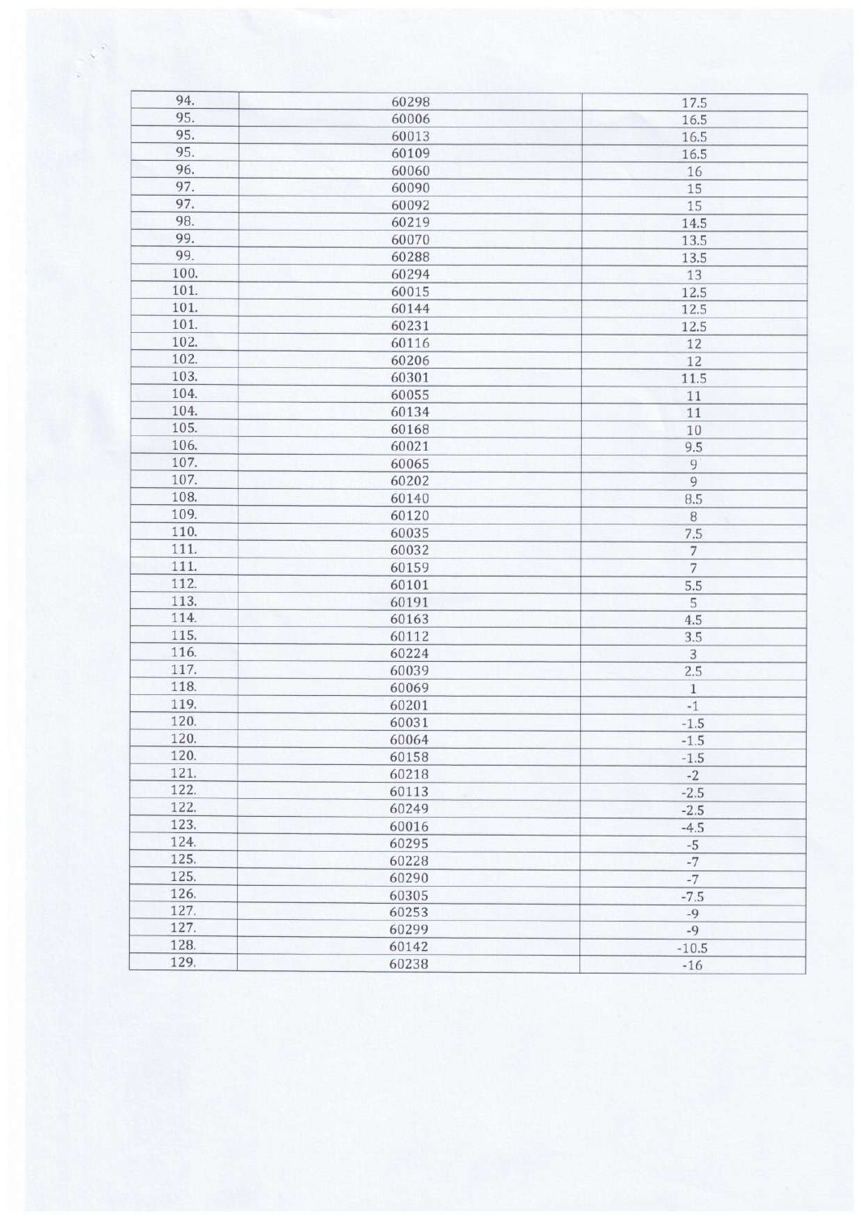| | | |
|---|---|---|
| 94. | 60298 | 17.5 |
| 95. | 60006 | 16.5 |
| 95. | 60013 | 16.5 |
| 95. | 60109 | 16.5 |
| 96. | 60060 | 16 |
| 97. | 60090 | 15 |
| 97. | 60092 | 15 |
| 98. | 60219 | 14.5 |
| 99. | 60070 | 13.5 |
| 99. | 60288 | 13.5 |
| 100. | 60294 | 13 |
| 101. | 60015 | 12.5 |
| 101. | 60144 | 12.5 |
| 101. | 60231 | 12.5 |
| 102. | 60116 | 12 |
| 102. | 60206 | 12 |
| 103. | 60301 | 11.5 |
| 104. | 60055 | 11 |
| 104. | 60134 | 11 |
| 105. | 60168 | 10 |
| 106. | 60021 | 9.5 |
| 107. | 60065 | 9 |
| 107. | 60202 | 9 |
| 108. | 60140 | 8.5 |
| 109. | 60120 | 8 |
| 110. | 60035 | 7.5 |
| 111. | 60032 | 7 |
| 111. | 60159 | 7 |
| 112. | 60101 | 5.5 |
| 113. | 60191 | 5 |
| 114. | 60163 | 4.5 |
| 115. | 60112 | 3.5 |
| 116. | 60224 | 3 |
| 117. | 60039 | 2.5 |
| 118. | 60069 | 1 |
| 119. | 60201 | -1 |
| 120. | 60031 | -1.5 |
| 120. | 60064 | -1.5 |
| 120. | 60158 | -1.5 |
| 121. | 60218 | -2 |
| 122. | 60113 | -2.5 |
| 122. | 60249 | -2.5 |
| 123. | 60016 | -4.5 |
| 124. | 60295 | -5 |
| 125. | 60228 | -7 |
| 125. | 60290 | -7 |
| 126. | 60305 | -7.5 |
| 127. | 60253 | -9 |
| 127. | 60299 | -9 |
| 128. | 60142 | -10.5 |
| 129. | 60238 | -16 |